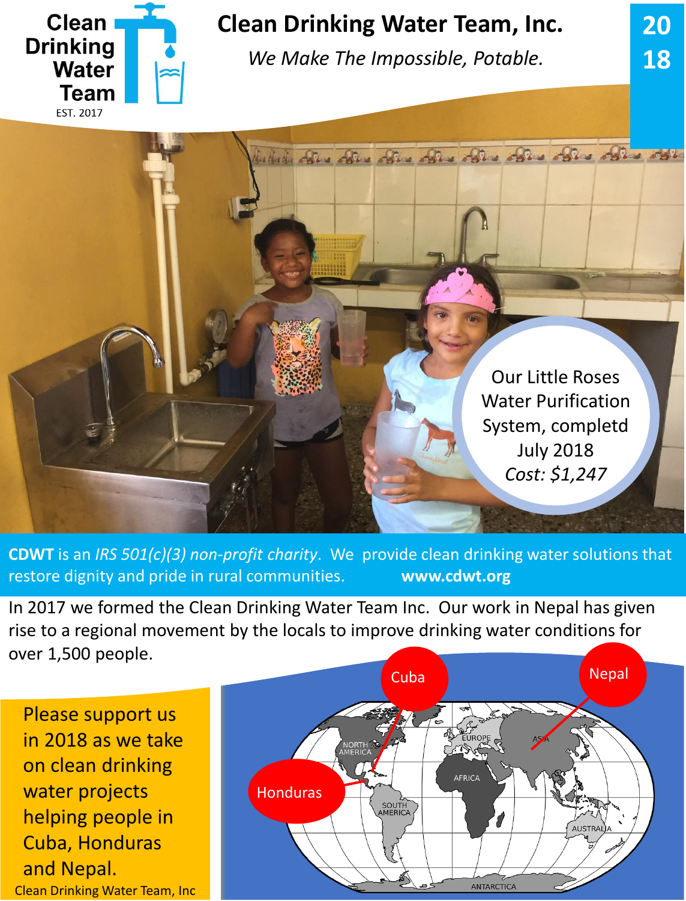# Clean Drinking Water Team, Inc.

*We Make The Impossible, Potable.*

Clean Drinking Water Team

EST. 2017

2018

Our Little Roses Water Purification System, completd July 2018

*Cost: $1,247*

**CDWT** is an *IRS 501(c)(3) non-profit charity*. We provide clean drinking water solutions that restore dignity and pride in rural communities. **www.cdwt.org**

In 2017 we formed the Clean Drinking Water Team Inc. Our work in Nepal has given rise to a regional movement by the locals to improve drinking water conditions for over 1,500 people.

Please support us in 2018 as we take on clean drinking water projects helping people in Cuba, Honduras and Nepal.

Clean Drinking Water Team, Inc

Cuba

Nepal

Honduras

NORTH AMERICA

EUROPE

ASIA

AFRICA

SOUTH AMERICA

AUSTRALIA

ANTARCTICA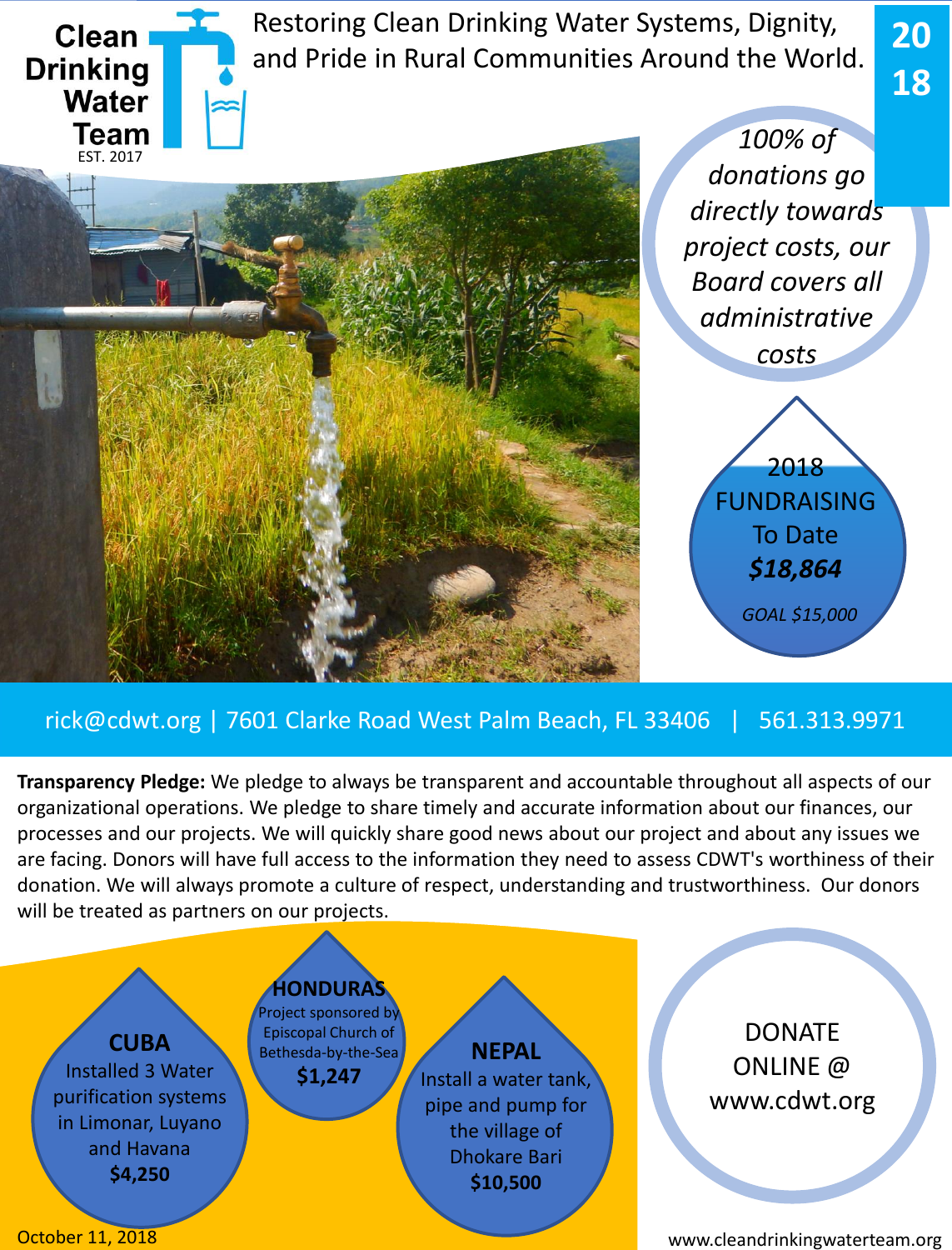# Clean Drinking Water Team

EST. 2017

Restoring Clean Drinking Water Systems, Dignity, and Pride in Rural Communities Around the World.

**2018**

*100% of donations go directly towards project costs, our Board covers all administrative costs*

2018 FUNDRAISING To Date

***$18,864***

*GOAL $15,000*

rick@cdwt.org | 7601 Clarke Road West Palm Beach, FL 33406 | 561.313.9971

**Transparency Pledge:** We pledge to always be transparent and accountable throughout all aspects of our organizational operations. We pledge to share timely and accurate information about our finances, our processes and our projects. We will quickly share good news about our project and about any issues we are facing. Donors will have full access to the information they need to assess CDWT's worthiness of their donation. We will always promote a culture of respect, understanding and trustworthiness. Our donors will be treated as partners on our projects.

**CUBA**

Installed 3 Water purification systems in Limonar, Luyano and Havana

**$4,250**

**HONDURAS**

Project sponsored by Episcopal Church of Bethesda-by-the-Sea

**$1,247**

**NEPAL**

Install a water tank, pipe and pump for the village of Dhokare Bari

**$10,500**

DONATE ONLINE @ www.cdwt.org

October 11, 2018

www.cleandrinkingwaterteam.org